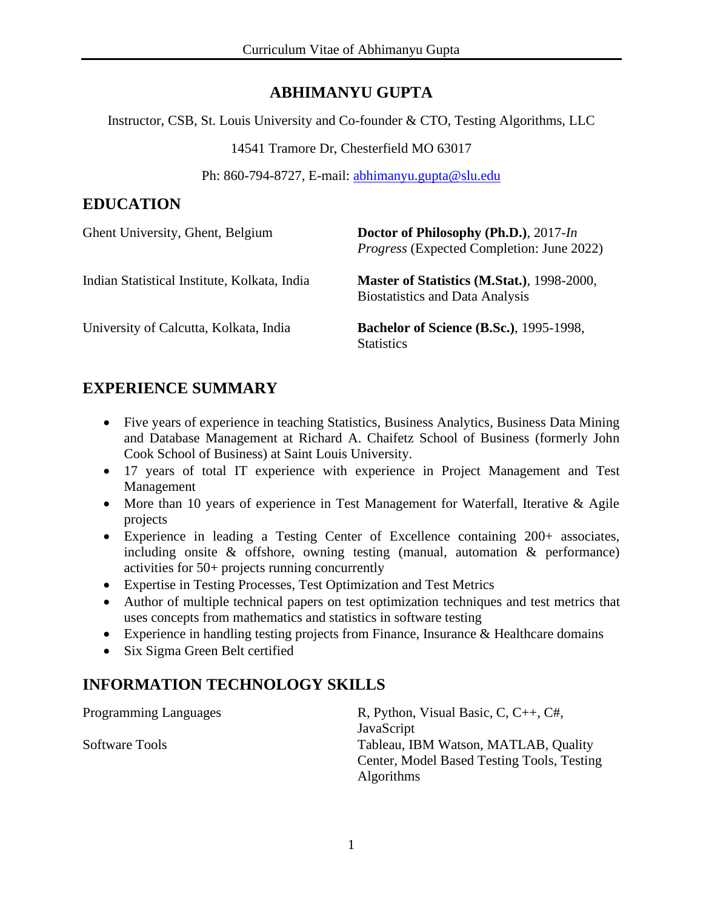# ABHIMANYU GUPTA

Instructor, CSB, St. Louis University and Co-founder & CTO, Testing Algorithms, LLC

14541 Tramore Dr, Chesterfield MO 63017

Ph: 860-794-8727, E-mail: abhimanyu.gupta@slu.edu

## EDUCATION

| | |
|---|---|
| Ghent University, Ghent, Belgium | **Doctor of Philosophy (Ph.D.)**, 2017-*In Progress* (Expected Completion: June 2022) |
| Indian Statistical Institute, Kolkata, India | **Master of Statistics (M.Stat.)**, 1998-2000, Biostatistics and Data Analysis |
| University of Calcutta, Kolkata, India | **Bachelor of Science (B.Sc.)**, 1995-1998, Statistics |

## EXPERIENCE SUMMARY

- Five years of experience in teaching Statistics, Business Analytics, Business Data Mining and Database Management at Richard A. Chaifetz School of Business (formerly John Cook School of Business) at Saint Louis University.
- 17 years of total IT experience with experience in Project Management and Test Management
- More than 10 years of experience in Test Management for Waterfall, Iterative & Agile projects
- Experience in leading a Testing Center of Excellence containing 200+ associates, including onsite & offshore, owning testing (manual, automation & performance) activities for 50+ projects running concurrently
- Expertise in Testing Processes, Test Optimization and Test Metrics
- Author of multiple technical papers on test optimization techniques and test metrics that uses concepts from mathematics and statistics in software testing
- Experience in handling testing projects from Finance, Insurance & Healthcare domains
- Six Sigma Green Belt certified

## INFORMATION TECHNOLOGY SKILLS

| | |
|---|---|
| Programming Languages | R, Python, Visual Basic, C, C++, C#, JavaScript |
| Software Tools | Tableau, IBM Watson, MATLAB, Quality Center, Model Based Testing Tools, Testing Algorithms |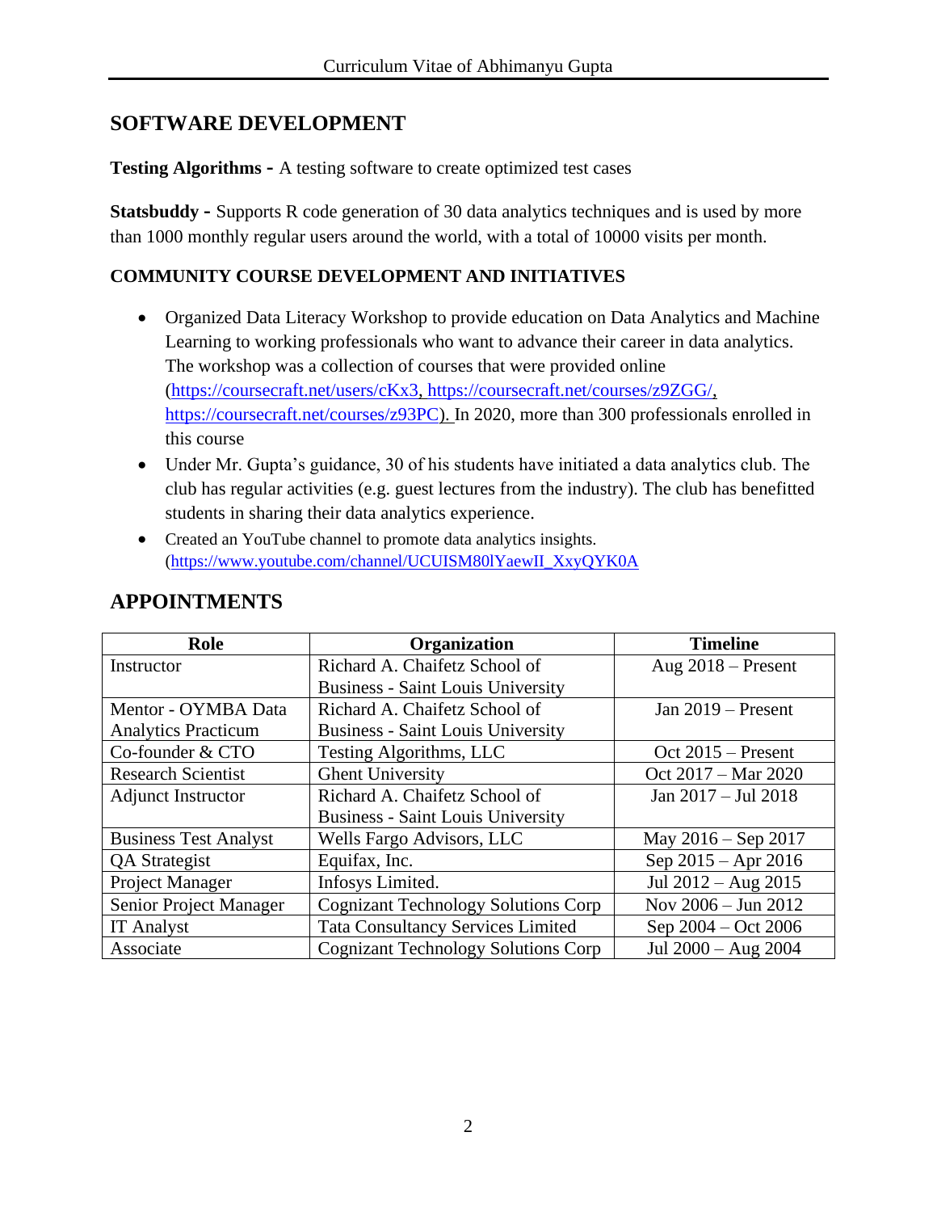## SOFTWARE DEVELOPMENT

**Testing Algorithms -** A testing software to create optimized test cases

**Statsbuddy -** Supports R code generation of 30 data analytics techniques and is used by more than 1000 monthly regular users around the world, with a total of 10000 visits per month.

### COMMUNITY COURSE DEVELOPMENT AND INITIATIVES

- Organized Data Literacy Workshop to provide education on Data Analytics and Machine Learning to working professionals who want to advance their career in data analytics. The workshop was a collection of courses that were provided online (https://coursecraft.net/users/cKx3, https://coursecraft.net/courses/z9ZGG/, https://coursecraft.net/courses/z93PC). In 2020, more than 300 professionals enrolled in this course
- Under Mr. Gupta's guidance, 30 of his students have initiated a data analytics club. The club has regular activities (e.g. guest lectures from the industry). The club has benefitted students in sharing their data analytics experience.
- Created an YouTube channel to promote data analytics insights. (https://www.youtube.com/channel/UCUISM80lYaewII_XxyQYK0A

## APPOINTMENTS

| Role | Organization | Timeline |
|---|---|---|
| Instructor | Richard A. Chaifetz School of Business - Saint Louis University | Aug 2018 – Present |
| Mentor - OYMBA Data Analytics Practicum | Richard A. Chaifetz School of Business - Saint Louis University | Jan 2019 – Present |
| Co-founder & CTO | Testing Algorithms, LLC | Oct 2015 – Present |
| Research Scientist | Ghent University | Oct 2017 – Mar 2020 |
| Adjunct Instructor | Richard A. Chaifetz School of Business - Saint Louis University | Jan 2017 – Jul 2018 |
| Business Test Analyst | Wells Fargo Advisors, LLC | May 2016 – Sep 2017 |
| QA Strategist | Equifax, Inc. | Sep 2015 – Apr 2016 |
| Project Manager | Infosys Limited. | Jul 2012 – Aug 2015 |
| Senior Project Manager | Cognizant Technology Solutions Corp | Nov 2006 – Jun 2012 |
| IT Analyst | Tata Consultancy Services Limited | Sep 2004 – Oct 2006 |
| Associate | Cognizant Technology Solutions Corp | Jul 2000 – Aug 2004 |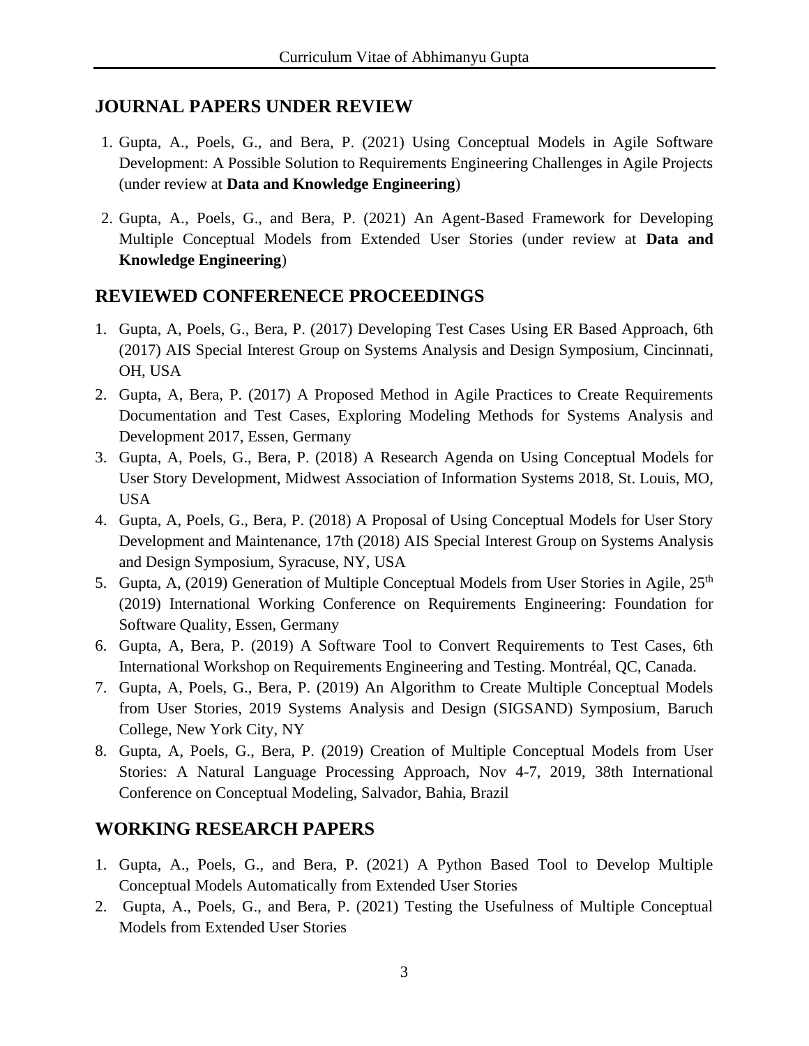## JOURNAL PAPERS UNDER REVIEW

1. Gupta, A., Poels, G., and Bera, P. (2021) Using Conceptual Models in Agile Software Development: A Possible Solution to Requirements Engineering Challenges in Agile Projects (under review at **Data and Knowledge Engineering**)

2. Gupta, A., Poels, G., and Bera, P. (2021) An Agent-Based Framework for Developing Multiple Conceptual Models from Extended User Stories (under review at **Data and Knowledge Engineering**)

## REVIEWED CONFERENECE PROCEEDINGS

1. Gupta, A, Poels, G., Bera, P. (2017) Developing Test Cases Using ER Based Approach, 6th (2017) AIS Special Interest Group on Systems Analysis and Design Symposium, Cincinnati, OH, USA
2. Gupta, A, Bera, P. (2017) A Proposed Method in Agile Practices to Create Requirements Documentation and Test Cases, Exploring Modeling Methods for Systems Analysis and Development 2017, Essen, Germany
3. Gupta, A, Poels, G., Bera, P. (2018) A Research Agenda on Using Conceptual Models for User Story Development, Midwest Association of Information Systems 2018, St. Louis, MO, USA
4. Gupta, A, Poels, G., Bera, P. (2018) A Proposal of Using Conceptual Models for User Story Development and Maintenance, 17th (2018) AIS Special Interest Group on Systems Analysis and Design Symposium, Syracuse, NY, USA
5. Gupta, A, (2019) Generation of Multiple Conceptual Models from User Stories in Agile, 25th (2019) International Working Conference on Requirements Engineering: Foundation for Software Quality, Essen, Germany
6. Gupta, A, Bera, P. (2019) A Software Tool to Convert Requirements to Test Cases, 6th International Workshop on Requirements Engineering and Testing. Montréal, QC, Canada.
7. Gupta, A, Poels, G., Bera, P. (2019) An Algorithm to Create Multiple Conceptual Models from User Stories, 2019 Systems Analysis and Design (SIGSAND) Symposium, Baruch College, New York City, NY
8. Gupta, A, Poels, G., Bera, P. (2019) Creation of Multiple Conceptual Models from User Stories: A Natural Language Processing Approach, Nov 4-7, 2019, 38th International Conference on Conceptual Modeling, Salvador, Bahia, Brazil

## WORKING RESEARCH PAPERS

1. Gupta, A., Poels, G., and Bera, P. (2021) A Python Based Tool to Develop Multiple Conceptual Models Automatically from Extended User Stories
2. Gupta, A., Poels, G., and Bera, P. (2021) Testing the Usefulness of Multiple Conceptual Models from Extended User Stories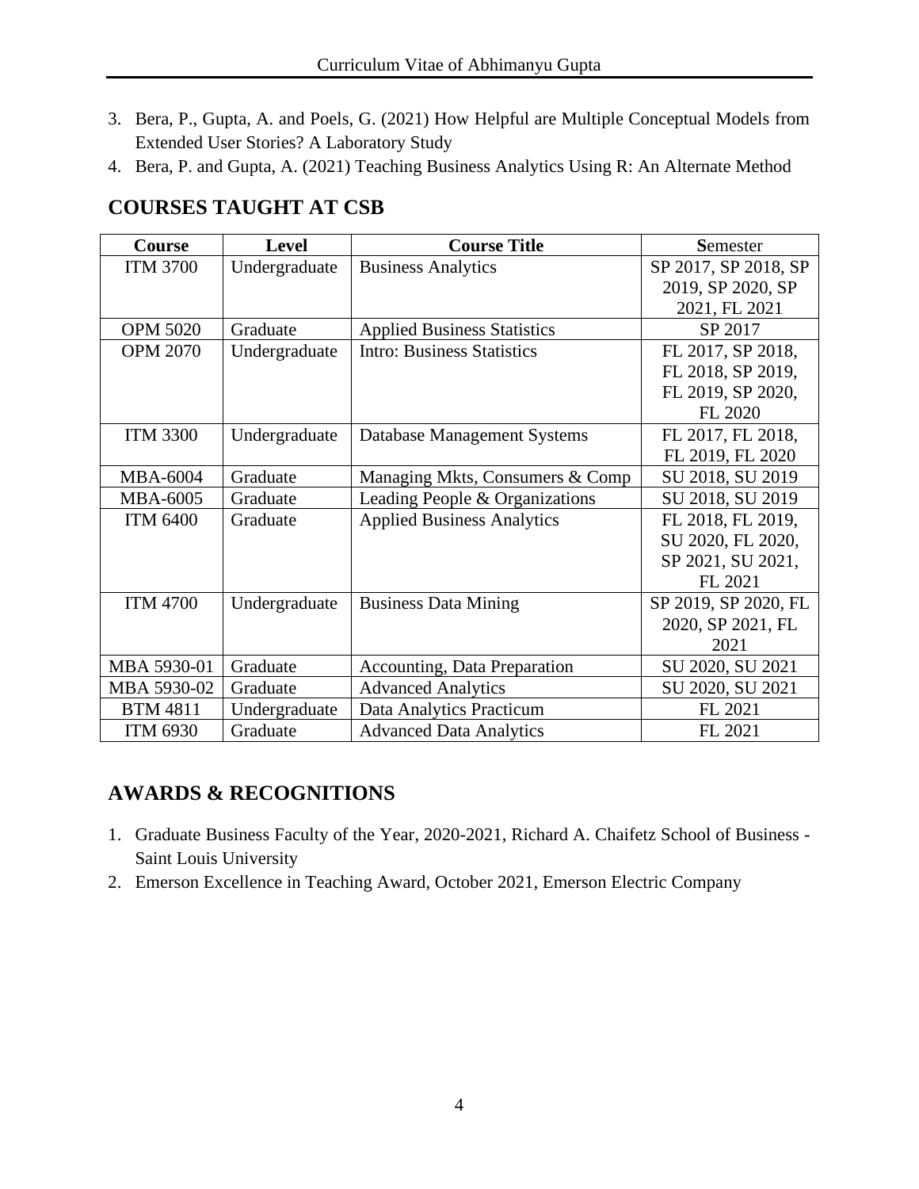3. Bera, P., Gupta, A. and Poels, G. (2021) How Helpful are Multiple Conceptual Models from Extended User Stories? A Laboratory Study
4. Bera, P. and Gupta, A. (2021) Teaching Business Analytics Using R: An Alternate Method

## COURSES TAUGHT AT CSB

| Course | Level | Course Title | Semester |
|---|---|---|---|
| ITM 3700 | Undergraduate | Business Analytics | SP 2017, SP 2018, SP 2019, SP 2020, SP 2021, FL 2021 |
| OPM 5020 | Graduate | Applied Business Statistics | SP 2017 |
| OPM 2070 | Undergraduate | Intro: Business Statistics | FL 2017, SP 2018, FL 2018, SP 2019, FL 2019, SP 2020, FL 2020 |
| ITM 3300 | Undergraduate | Database Management Systems | FL 2017, FL 2018, FL 2019, FL 2020 |
| MBA-6004 | Graduate | Managing Mkts, Consumers & Comp | SU 2018, SU 2019 |
| MBA-6005 | Graduate | Leading People & Organizations | SU 2018, SU 2019 |
| ITM 6400 | Graduate | Applied Business Analytics | FL 2018, FL 2019, SU 2020, FL 2020, SP 2021, SU 2021, FL 2021 |
| ITM 4700 | Undergraduate | Business Data Mining | SP 2019, SP 2020, FL 2020, SP 2021, FL 2021 |
| MBA 5930-01 | Graduate | Accounting, Data Preparation | SU 2020, SU 2021 |
| MBA 5930-02 | Graduate | Advanced Analytics | SU 2020, SU 2021 |
| BTM 4811 | Undergraduate | Data Analytics Practicum | FL 2021 |
| ITM 6930 | Graduate | Advanced Data Analytics | FL 2021 |

## AWARDS & RECOGNITIONS

1. Graduate Business Faculty of the Year, 2020-2021, Richard A. Chaifetz School of Business - Saint Louis University
2. Emerson Excellence in Teaching Award, October 2021, Emerson Electric Company